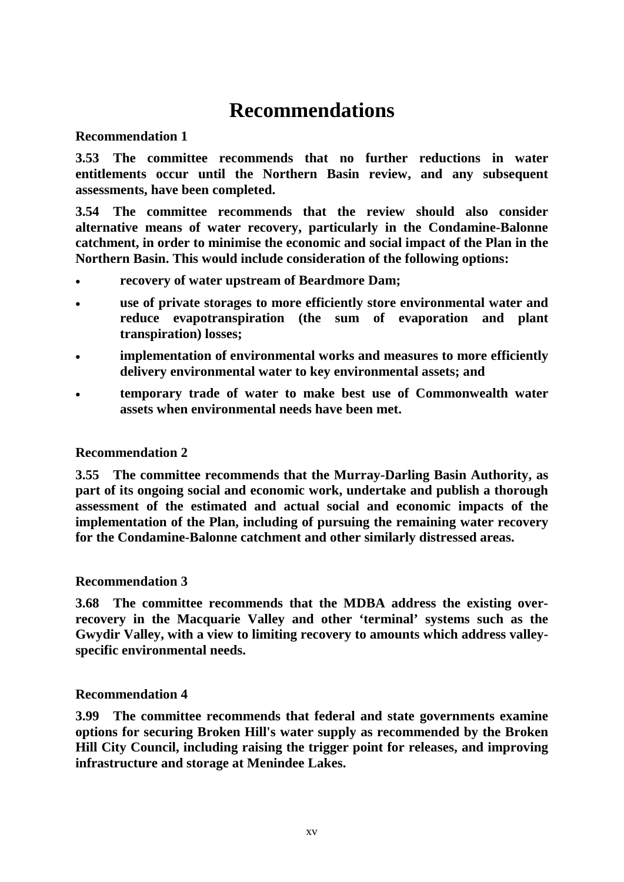# Recommendations

**Recommendation 1**

**3.53 The committee recommends that no further reductions in water entitlements occur until the Northern Basin review, and any subsequent assessments, have been completed.**

**3.54 The committee recommends that the review should also consider alternative means of water recovery, particularly in the Condamine-Balonne catchment, in order to minimise the economic and social impact of the Plan in the Northern Basin. This would include consideration of the following options:**

- **recovery of water upstream of Beardmore Dam;**
- **use of private storages to more efficiently store environmental water and reduce evapotranspiration (the sum of evaporation and plant transpiration) losses;**
- **implementation of environmental works and measures to more efficiently delivery environmental water to key environmental assets; and**
- **temporary trade of water to make best use of Commonwealth water assets when environmental needs have been met.**

**Recommendation 2**

**3.55 The committee recommends that the Murray-Darling Basin Authority, as part of its ongoing social and economic work, undertake and publish a thorough assessment of the estimated and actual social and economic impacts of the implementation of the Plan, including of pursuing the remaining water recovery for the Condamine-Balonne catchment and other similarly distressed areas.**

**Recommendation 3**

**3.68 The committee recommends that the MDBA address the existing over-recovery in the Macquarie Valley and other 'terminal' systems such as the Gwydir Valley, with a view to limiting recovery to amounts which address valley-specific environmental needs.**

**Recommendation 4**

**3.99 The committee recommends that federal and state governments examine options for securing Broken Hill's water supply as recommended by the Broken Hill City Council, including raising the trigger point for releases, and improving infrastructure and storage at Menindee Lakes.**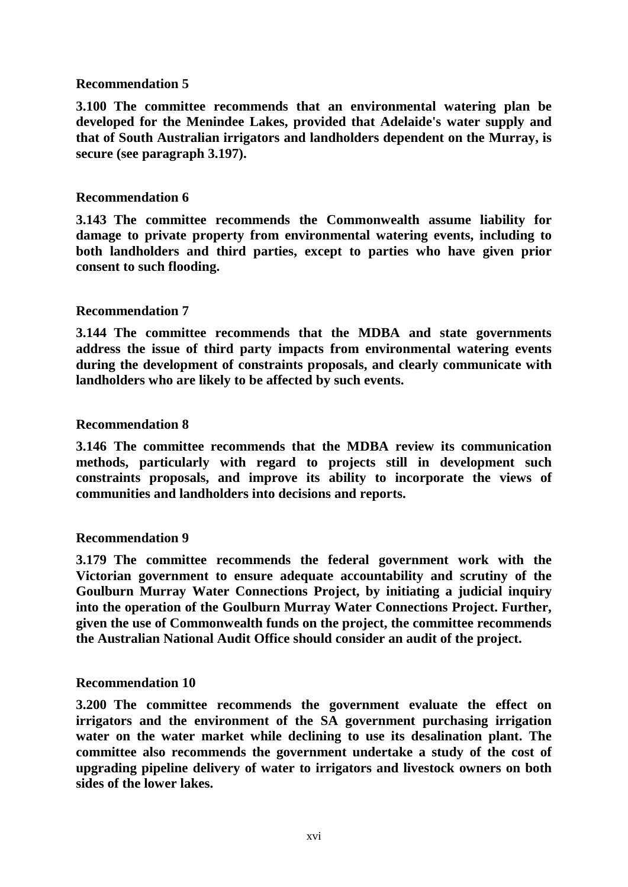**Recommendation 5**

**3.100 The committee recommends that an environmental watering plan be developed for the Menindee Lakes, provided that Adelaide's water supply and that of South Australian irrigators and landholders dependent on the Murray, is secure (see paragraph 3.197).**

**Recommendation 6**

**3.143 The committee recommends the Commonwealth assume liability for damage to private property from environmental watering events, including to both landholders and third parties, except to parties who have given prior consent to such flooding.**

**Recommendation 7**

**3.144 The committee recommends that the MDBA and state governments address the issue of third party impacts from environmental watering events during the development of constraints proposals, and clearly communicate with landholders who are likely to be affected by such events.**

**Recommendation 8**

**3.146 The committee recommends that the MDBA review its communication methods, particularly with regard to projects still in development such constraints proposals, and improve its ability to incorporate the views of communities and landholders into decisions and reports.**

**Recommendation 9**

**3.179 The committee recommends the federal government work with the Victorian government to ensure adequate accountability and scrutiny of the Goulburn Murray Water Connections Project, by initiating a judicial inquiry into the operation of the Goulburn Murray Water Connections Project. Further, given the use of Commonwealth funds on the project, the committee recommends the Australian National Audit Office should consider an audit of the project.**

**Recommendation 10**

**3.200 The committee recommends the government evaluate the effect on irrigators and the environment of the SA government purchasing irrigation water on the water market while declining to use its desalination plant. The committee also recommends the government undertake a study of the cost of upgrading pipeline delivery of water to irrigators and livestock owners on both sides of the lower lakes.**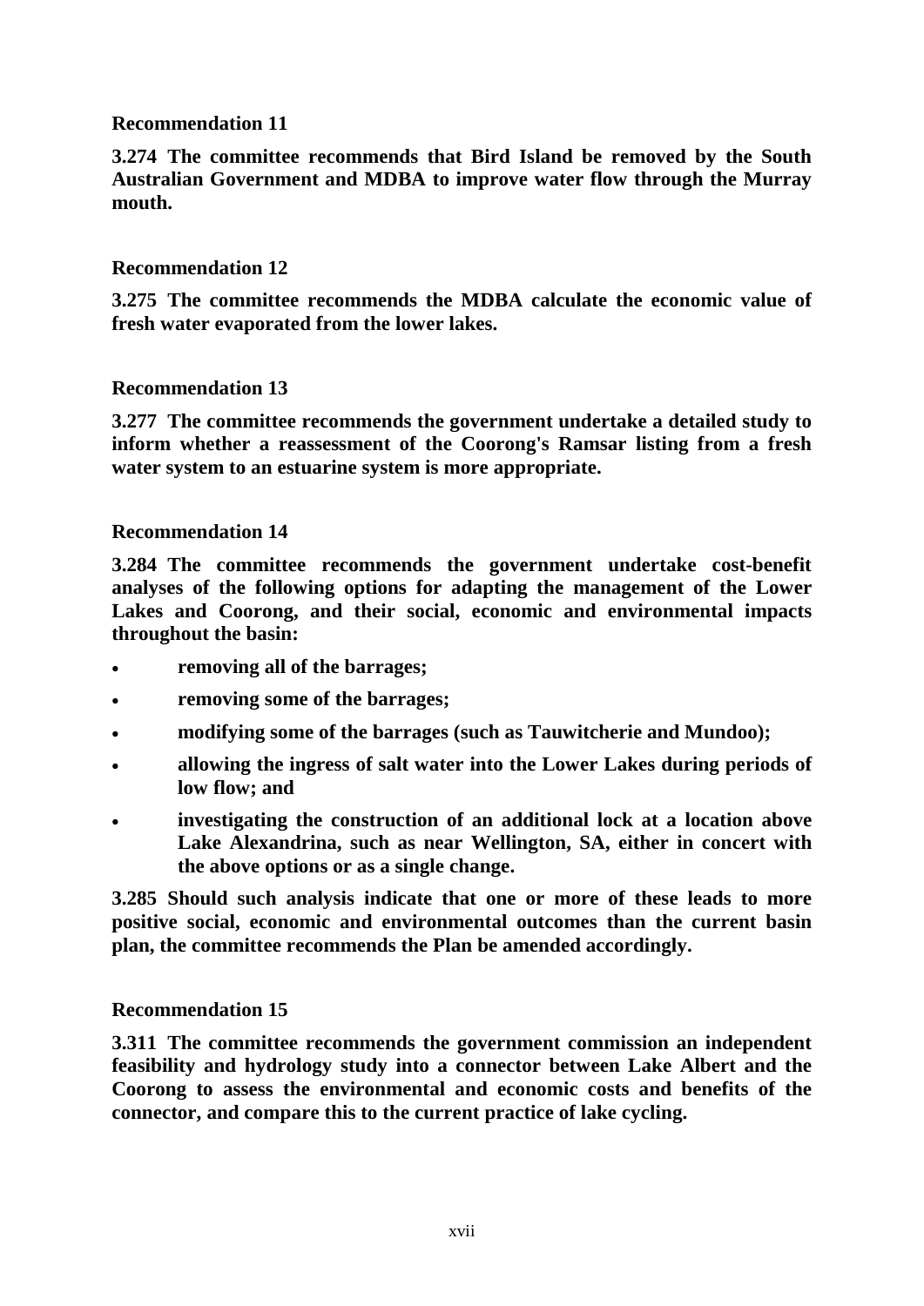**Recommendation 11**

**3.274 The committee recommends that Bird Island be removed by the South Australian Government and MDBA to improve water flow through the Murray mouth.**

**Recommendation 12**

**3.275 The committee recommends the MDBA calculate the economic value of fresh water evaporated from the lower lakes.**

**Recommendation 13**

**3.277 The committee recommends the government undertake a detailed study to inform whether a reassessment of the Coorong's Ramsar listing from a fresh water system to an estuarine system is more appropriate.**

**Recommendation 14**

**3.284 The committee recommends the government undertake cost-benefit analyses of the following options for adapting the management of the Lower Lakes and Coorong, and their social, economic and environmental impacts throughout the basin:**

- **removing all of the barrages;**
- **removing some of the barrages;**
- **modifying some of the barrages (such as Tauwitcherie and Mundoo);**
- **allowing the ingress of salt water into the Lower Lakes during periods of low flow; and**
- **investigating the construction of an additional lock at a location above Lake Alexandrina, such as near Wellington, SA, either in concert with the above options or as a single change.**

**3.285 Should such analysis indicate that one or more of these leads to more positive social, economic and environmental outcomes than the current basin plan, the committee recommends the Plan be amended accordingly.**

**Recommendation 15**

**3.311 The committee recommends the government commission an independent feasibility and hydrology study into a connector between Lake Albert and the Coorong to assess the environmental and economic costs and benefits of the connector, and compare this to the current practice of lake cycling.**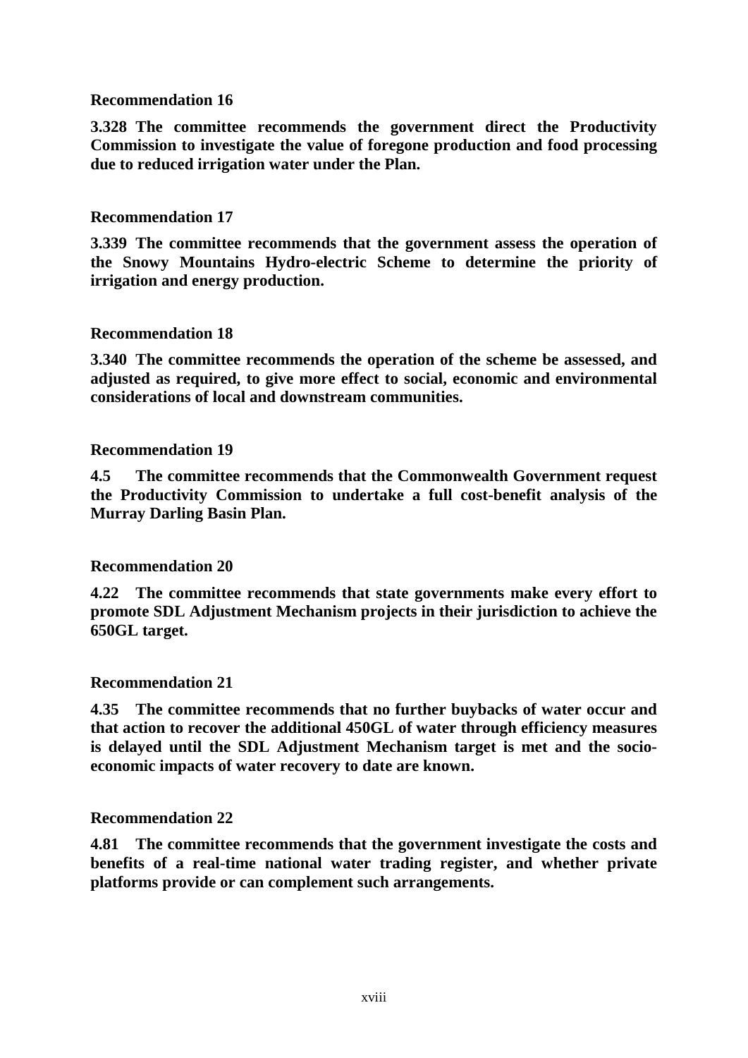**Recommendation 16**

**3.328 The committee recommends the government direct the Productivity Commission to investigate the value of foregone production and food processing due to reduced irrigation water under the Plan.**

**Recommendation 17**

**3.339 The committee recommends that the government assess the operation of the Snowy Mountains Hydro-electric Scheme to determine the priority of irrigation and energy production.**

**Recommendation 18**

**3.340 The committee recommends the operation of the scheme be assessed, and adjusted as required, to give more effect to social, economic and environmental considerations of local and downstream communities.**

**Recommendation 19**

**4.5 The committee recommends that the Commonwealth Government request the Productivity Commission to undertake a full cost-benefit analysis of the Murray Darling Basin Plan.**

**Recommendation 20**

**4.22 The committee recommends that state governments make every effort to promote SDL Adjustment Mechanism projects in their jurisdiction to achieve the 650GL target.**

**Recommendation 21**

**4.35 The committee recommends that no further buybacks of water occur and that action to recover the additional 450GL of water through efficiency measures is delayed until the SDL Adjustment Mechanism target is met and the socio-economic impacts of water recovery to date are known.**

**Recommendation 22**

**4.81 The committee recommends that the government investigate the costs and benefits of a real-time national water trading register, and whether private platforms provide or can complement such arrangements.**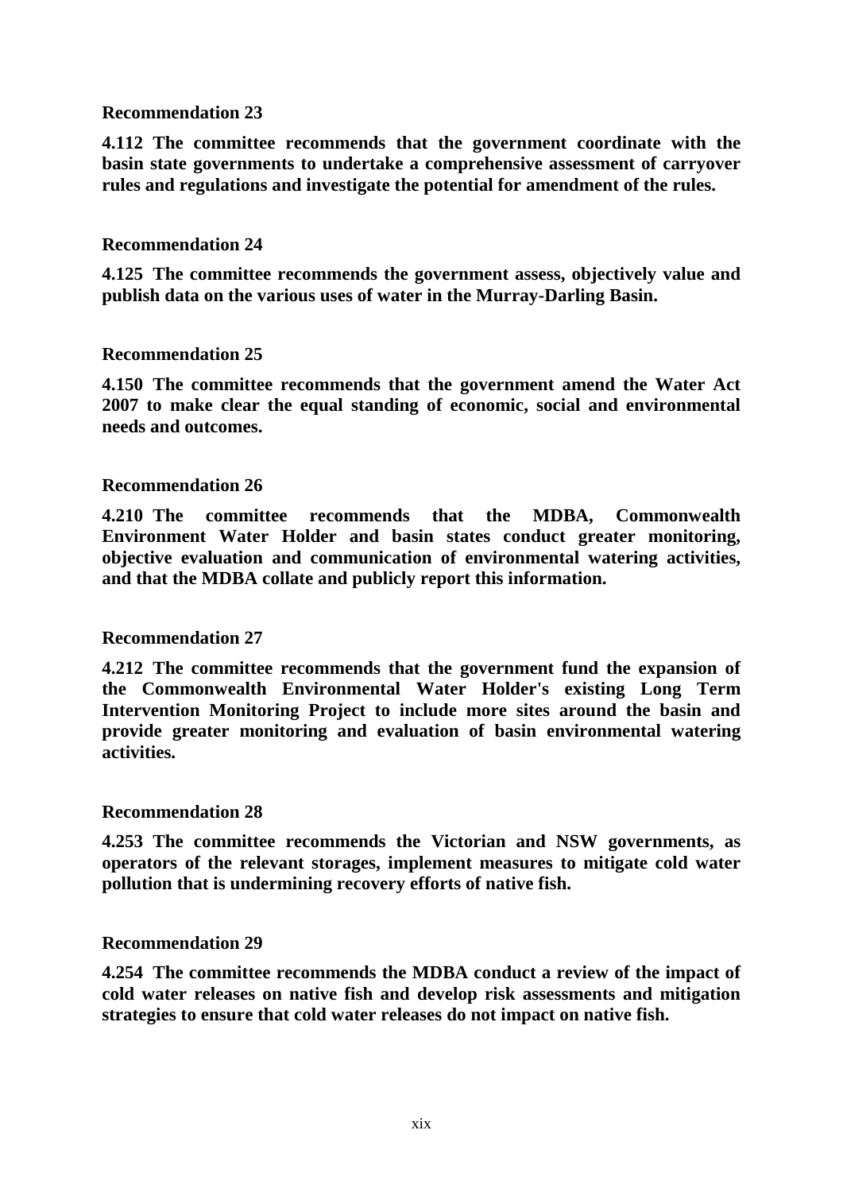**Recommendation 23**

**4.112 The committee recommends that the government coordinate with the basin state governments to undertake a comprehensive assessment of carryover rules and regulations and investigate the potential for amendment of the rules.**

**Recommendation 24**

**4.125 The committee recommends the government assess, objectively value and publish data on the various uses of water in the Murray-Darling Basin.**

**Recommendation 25**

**4.150 The committee recommends that the government amend the Water Act 2007 to make clear the equal standing of economic, social and environmental needs and outcomes.**

**Recommendation 26**

**4.210 The committee recommends that the MDBA, Commonwealth Environment Water Holder and basin states conduct greater monitoring, objective evaluation and communication of environmental watering activities, and that the MDBA collate and publicly report this information.**

**Recommendation 27**

**4.212 The committee recommends that the government fund the expansion of the Commonwealth Environmental Water Holder's existing Long Term Intervention Monitoring Project to include more sites around the basin and provide greater monitoring and evaluation of basin environmental watering activities.**

**Recommendation 28**

**4.253 The committee recommends the Victorian and NSW governments, as operators of the relevant storages, implement measures to mitigate cold water pollution that is undermining recovery efforts of native fish.**

**Recommendation 29**

**4.254 The committee recommends the MDBA conduct a review of the impact of cold water releases on native fish and develop risk assessments and mitigation strategies to ensure that cold water releases do not impact on native fish.**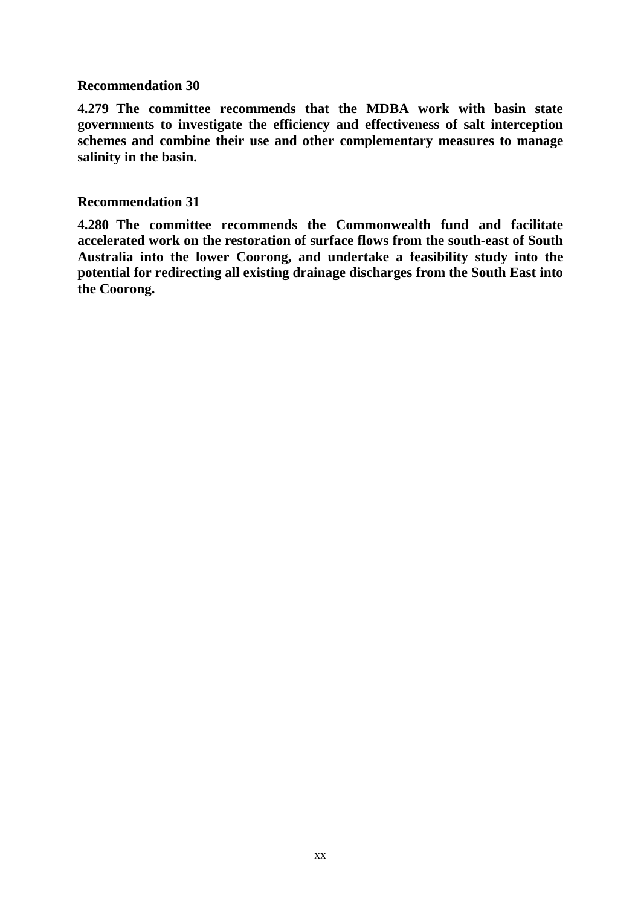**Recommendation 30**

**4.279 The committee recommends that the MDBA work with basin state governments to investigate the efficiency and effectiveness of salt interception schemes and combine their use and other complementary measures to manage salinity in the basin.**

**Recommendation 31**

**4.280 The committee recommends the Commonwealth fund and facilitate accelerated work on the restoration of surface flows from the south-east of South Australia into the lower Coorong, and undertake a feasibility study into the potential for redirecting all existing drainage discharges from the South East into the Coorong.**